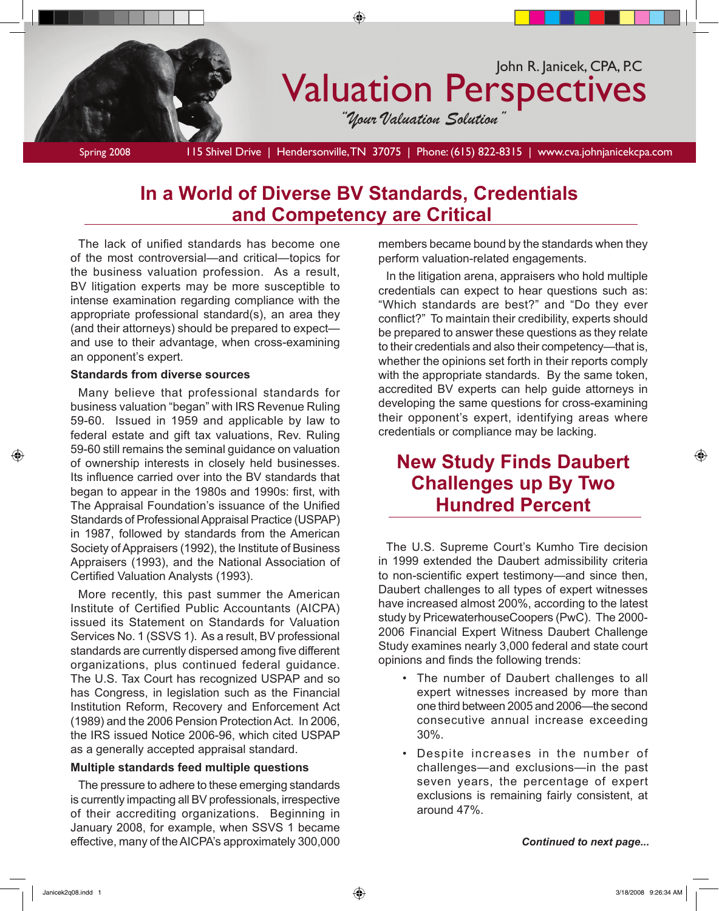John R. Janicek, CPA, P.C

# Valuation Perspectives

*"Your Valuation Solution"*

Spring 2008 | 115 Shivel Drive | Hendersonville, TN 37075 | Phone: (615) 822-8315 | www.cva.johnjanicekcpa.com

## In a World of Diverse BV Standards, Credentials and Competency are Critical

The lack of unified standards has become one of the most controversial—and critical—topics for the business valuation profession. As a result, BV litigation experts may be more susceptible to intense examination regarding compliance with the appropriate professional standard(s), an area they (and their attorneys) should be prepared to expect—and use to their advantage, when cross-examining an opponent's expert.

**Standards from diverse sources**

Many believe that professional standards for business valuation "began" with IRS Revenue Ruling 59-60. Issued in 1959 and applicable by law to federal estate and gift tax valuations, Rev. Ruling 59-60 still remains the seminal guidance on valuation of ownership interests in closely held businesses. Its influence carried over into the BV standards that began to appear in the 1980s and 1990s: first, with The Appraisal Foundation's issuance of the Unified Standards of Professional Appraisal Practice (USPAP) in 1987, followed by standards from the American Society of Appraisers (1992), the Institute of Business Appraisers (1993), and the National Association of Certified Valuation Analysts (1993).

More recently, this past summer the American Institute of Certified Public Accountants (AICPA) issued its Statement on Standards for Valuation Services No. 1 (SSVS 1). As a result, BV professional standards are currently dispersed among five different organizations, plus continued federal guidance. The U.S. Tax Court has recognized USPAP and so has Congress, in legislation such as the Financial Institution Reform, Recovery and Enforcement Act (1989) and the 2006 Pension Protection Act. In 2006, the IRS issued Notice 2006-96, which cited USPAP as a generally accepted appraisal standard.

**Multiple standards feed multiple questions**

The pressure to adhere to these emerging standards is currently impacting all BV professionals, irrespective of their accrediting organizations. Beginning in January 2008, for example, when SSVS 1 became effective, many of the AICPA's approximately 300,000 members became bound by the standards when they perform valuation-related engagements.

In the litigation arena, appraisers who hold multiple credentials can expect to hear questions such as: "Which standards are best?" and "Do they ever conflict?" To maintain their credibility, experts should be prepared to answer these questions as they relate to their credentials and also their competency—that is, whether the opinions set forth in their reports comply with the appropriate standards. By the same token, accredited BV experts can help guide attorneys in developing the same questions for cross-examining their opponent's expert, identifying areas where credentials or compliance may be lacking.

## New Study Finds Daubert Challenges up By Two Hundred Percent

The U.S. Supreme Court's Kumho Tire decision in 1999 extended the Daubert admissibility criteria to non-scientific expert testimony—and since then, Daubert challenges to all types of expert witnesses have increased almost 200%, according to the latest study by PricewaterhouseCoopers (PwC). The 2000-2006 Financial Expert Witness Daubert Challenge Study examines nearly 3,000 federal and state court opinions and finds the following trends:

- The number of Daubert challenges to all expert witnesses increased by more than one third between 2005 and 2006—the second consecutive annual increase exceeding 30%.
- Despite increases in the number of challenges—and exclusions—in the past seven years, the percentage of expert exclusions is remaining fairly consistent, at around 47%.

***Continued to next page...***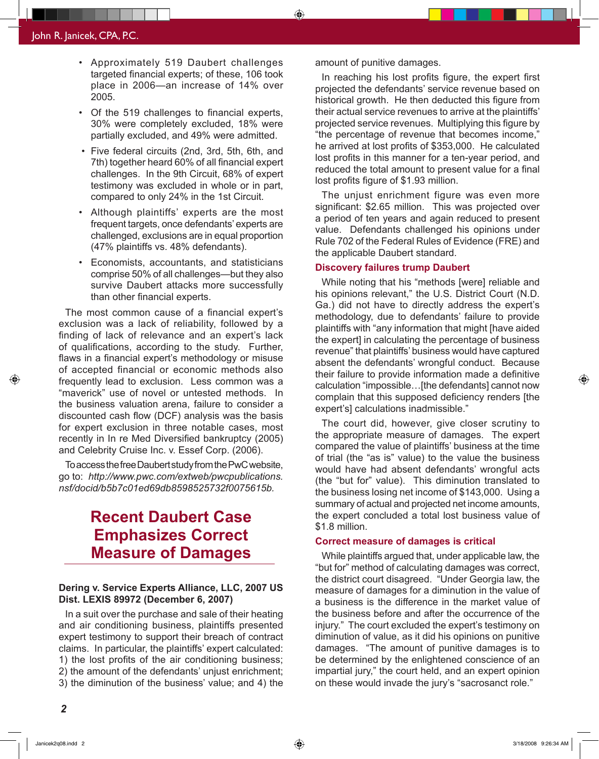- Approximately 519 Daubert challenges targeted financial experts; of these, 106 took place in 2006—an increase of 14% over 2005.
- Of the 519 challenges to financial experts, 30% were completely excluded, 18% were partially excluded, and 49% were admitted.
- Five federal circuits (2nd, 3rd, 5th, 6th, and 7th) together heard 60% of all financial expert challenges. In the 9th Circuit, 68% of expert testimony was excluded in whole or in part, compared to only 24% in the 1st Circuit.
- Although plaintiffs' experts are the most frequent targets, once defendants' experts are challenged, exclusions are in equal proportion (47% plaintiffs vs. 48% defendants).
- Economists, accountants, and statisticians comprise 50% of all challenges—but they also survive Daubert attacks more successfully than other financial experts.

The most common cause of a financial expert's exclusion was a lack of reliability, followed by a finding of lack of relevance and an expert's lack of qualifications, according to the study. Further, flaws in a financial expert's methodology or misuse of accepted financial or economic methods also frequently lead to exclusion. Less common was a "maverick" use of novel or untested methods. In the business valuation arena, failure to consider a discounted cash flow (DCF) analysis was the basis for expert exclusion in three notable cases, most recently in In re Med Diversified bankruptcy (2005) and Celebrity Cruise Inc. v. Essef Corp. (2006).

To access the free Daubert study from the PwC website, go to: *http://www.pwc.com/extweb/pwcpublications.nsf/docid/b5b7c01ed69db8598525732f0075615b.*

# Recent Daubert Case Emphasizes Correct Measure of Damages

**Dering v. Service Experts Alliance, LLC, 2007 US Dist. LEXIS 89972 (December 6, 2007)**

In a suit over the purchase and sale of their heating and air conditioning business, plaintiffs presented expert testimony to support their breach of contract claims. In particular, the plaintiffs' expert calculated: 1) the lost profits of the air conditioning business; 2) the amount of the defendants' unjust enrichment; 3) the diminution of the business' value; and 4) the amount of punitive damages.

In reaching his lost profits figure, the expert first projected the defendants' service revenue based on historical growth. He then deducted this figure from their actual service revenues to arrive at the plaintiffs' projected service revenues. Multiplying this figure by "the percentage of revenue that becomes income," he arrived at lost profits of $353,000. He calculated lost profits in this manner for a ten-year period, and reduced the total amount to present value for a final lost profits figure of $1.93 million.

The unjust enrichment figure was even more significant: $2.65 million. This was projected over a period of ten years and again reduced to present value. Defendants challenged his opinions under Rule 702 of the Federal Rules of Evidence (FRE) and the applicable Daubert standard.

### Discovery failures trump Daubert

While noting that his "methods [were] reliable and his opinions relevant," the U.S. District Court (N.D. Ga.) did not have to directly address the expert's methodology, due to defendants' failure to provide plaintiffs with "any information that might [have aided the expert] in calculating the percentage of business revenue" that plaintiffs' business would have captured absent the defendants' wrongful conduct. Because their failure to provide information made a definitive calculation "impossible…[the defendants] cannot now complain that this supposed deficiency renders [the expert's] calculations inadmissible."

The court did, however, give closer scrutiny to the appropriate measure of damages. The expert compared the value of plaintiffs' business at the time of trial (the "as is" value) to the value the business would have had absent defendants' wrongful acts (the "but for" value). This diminution translated to the business losing net income of $143,000. Using a summary of actual and projected net income amounts, the expert concluded a total lost business value of $1.8 million.

### Correct measure of damages is critical

While plaintiffs argued that, under applicable law, the "but for" method of calculating damages was correct, the district court disagreed. "Under Georgia law, the measure of damages for a diminution in the value of a business is the difference in the market value of the business before and after the occurrence of the injury." The court excluded the expert's testimony on diminution of value, as it did his opinions on punitive damages. "The amount of punitive damages is to be determined by the enlightened conscience of an impartial jury," the court held, and an expert opinion on these would invade the jury's "sacrosanct role."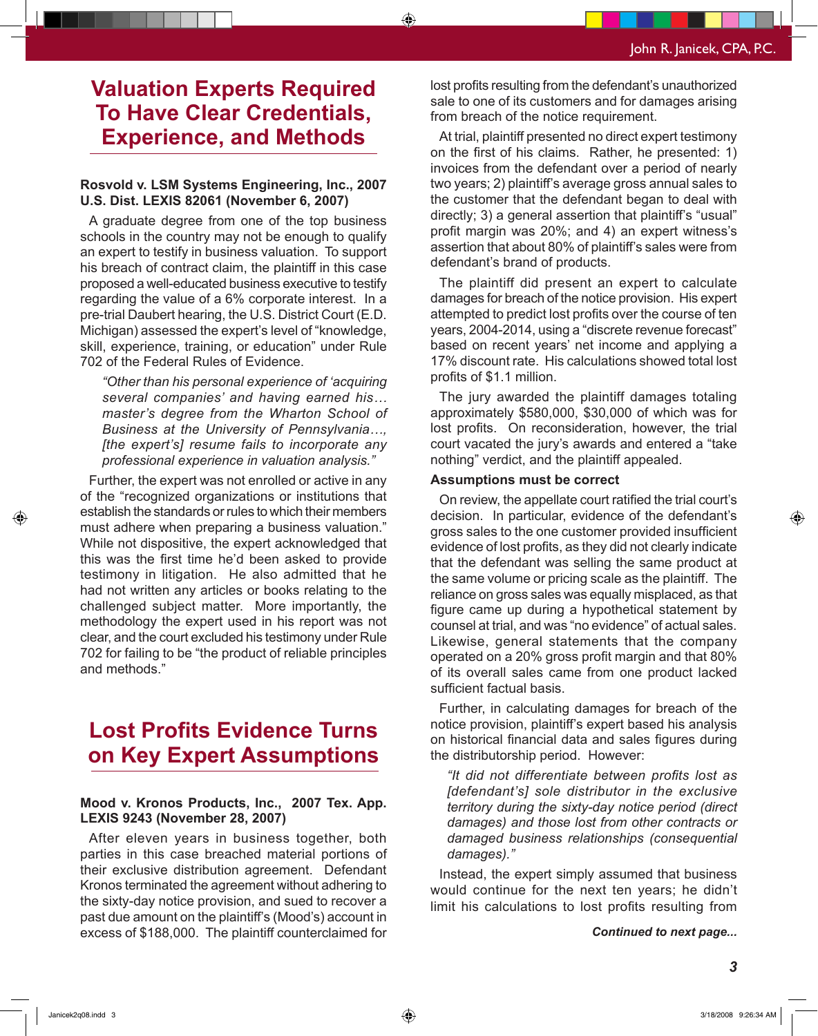## Valuation Experts Required To Have Clear Credentials, Experience, and Methods

**Rosvold v. LSM Systems Engineering, Inc., 2007 U.S. Dist. LEXIS 82061 (November 6, 2007)**

A graduate degree from one of the top business schools in the country may not be enough to qualify an expert to testify in business valuation. To support his breach of contract claim, the plaintiff in this case proposed a well-educated business executive to testify regarding the value of a 6% corporate interest. In a pre-trial Daubert hearing, the U.S. District Court (E.D. Michigan) assessed the expert's level of "knowledge, skill, experience, training, or education" under Rule 702 of the Federal Rules of Evidence.

> *"Other than his personal experience of 'acquiring several companies' and having earned his… master's degree from the Wharton School of Business at the University of Pennsylvania…, [the expert's] resume fails to incorporate any professional experience in valuation analysis."*

Further, the expert was not enrolled or active in any of the "recognized organizations or institutions that establish the standards or rules to which their members must adhere when preparing a business valuation." While not dispositive, the expert acknowledged that this was the first time he'd been asked to provide testimony in litigation. He also admitted that he had not written any articles or books relating to the challenged subject matter. More importantly, the methodology the expert used in his report was not clear, and the court excluded his testimony under Rule 702 for failing to be "the product of reliable principles and methods."

## Lost Profits Evidence Turns on Key Expert Assumptions

**Mood v. Kronos Products, Inc., 2007 Tex. App. LEXIS 9243 (November 28, 2007)**

After eleven years in business together, both parties in this case breached material portions of their exclusive distribution agreement. Defendant Kronos terminated the agreement without adhering to the sixty-day notice provision, and sued to recover a past due amount on the plaintiff's (Mood's) account in excess of $188,000. The plaintiff counterclaimed for lost profits resulting from the defendant's unauthorized sale to one of its customers and for damages arising from breach of the notice requirement.

At trial, plaintiff presented no direct expert testimony on the first of his claims. Rather, he presented: 1) invoices from the defendant over a period of nearly two years; 2) plaintiff's average gross annual sales to the customer that the defendant began to deal with directly; 3) a general assertion that plaintiff's "usual" profit margin was 20%; and 4) an expert witness's assertion that about 80% of plaintiff's sales were from defendant's brand of products.

The plaintiff did present an expert to calculate damages for breach of the notice provision. His expert attempted to predict lost profits over the course of ten years, 2004-2014, using a "discrete revenue forecast" based on recent years' net income and applying a 17% discount rate. His calculations showed total lost profits of $1.1 million.

The jury awarded the plaintiff damages totaling approximately $580,000, $30,000 of which was for lost profits. On reconsideration, however, the trial court vacated the jury's awards and entered a "take nothing" verdict, and the plaintiff appealed.

**Assumptions must be correct**

On review, the appellate court ratified the trial court's decision. In particular, evidence of the defendant's gross sales to the one customer provided insufficient evidence of lost profits, as they did not clearly indicate that the defendant was selling the same product at the same volume or pricing scale as the plaintiff. The reliance on gross sales was equally misplaced, as that figure came up during a hypothetical statement by counsel at trial, and was "no evidence" of actual sales. Likewise, general statements that the company operated on a 20% gross profit margin and that 80% of its overall sales came from one product lacked sufficient factual basis.

Further, in calculating damages for breach of the notice provision, plaintiff's expert based his analysis on historical financial data and sales figures during the distributorship period. However:

> *"It did not differentiate between profits lost as [defendant's] sole distributor in the exclusive territory during the sixty-day notice period (direct damages) and those lost from other contracts or damaged business relationships (consequential damages)."*

Instead, the expert simply assumed that business would continue for the next ten years; he didn't limit his calculations to lost profits resulting from

***Continued to next page...***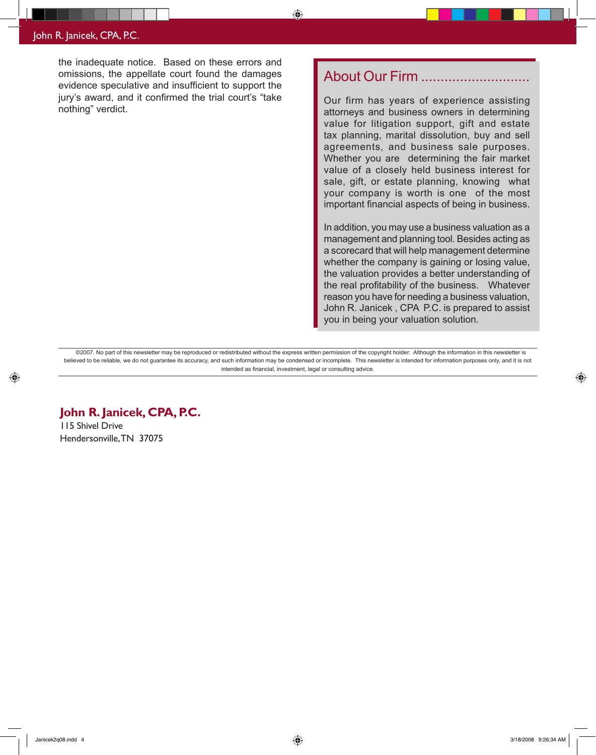the inadequate notice. Based on these errors and omissions, the appellate court found the damages evidence speculative and insufficient to support the jury's award, and it confirmed the trial court's "take nothing" verdict.

## About Our Firm ............................

Our firm has years of experience assisting attorneys and business owners in determining value for litigation support, gift and estate tax planning, marital dissolution, buy and sell agreements, and business sale purposes. Whether you are determining the fair market value of a closely held business interest for sale, gift, or estate planning, knowing what your company is worth is one of the most important financial aspects of being in business.

In addition, you may use a business valuation as a management and planning tool. Besides acting as a scorecard that will help management determine whether the company is gaining or losing value, the valuation provides a better understanding of the real profitability of the business. Whatever reason you have for needing a business valuation, John R. Janicek , CPA P.C. is prepared to assist you in being your valuation solution.

---

©2007. No part of this newsletter may be reproduced or redistributed without the express written permission of the copyright holder. Although the information in this newsletter is believed to be reliable, we do not guarantee its accuracy, and such information may be condensed or incomplete. This newsletter is intended for information purposes only, and it is not intended as financial, investment, legal or consulting advice.

---

**John R. Janicek, CPA, P.C.**
115 Shivel Drive
Hendersonville, TN 37075